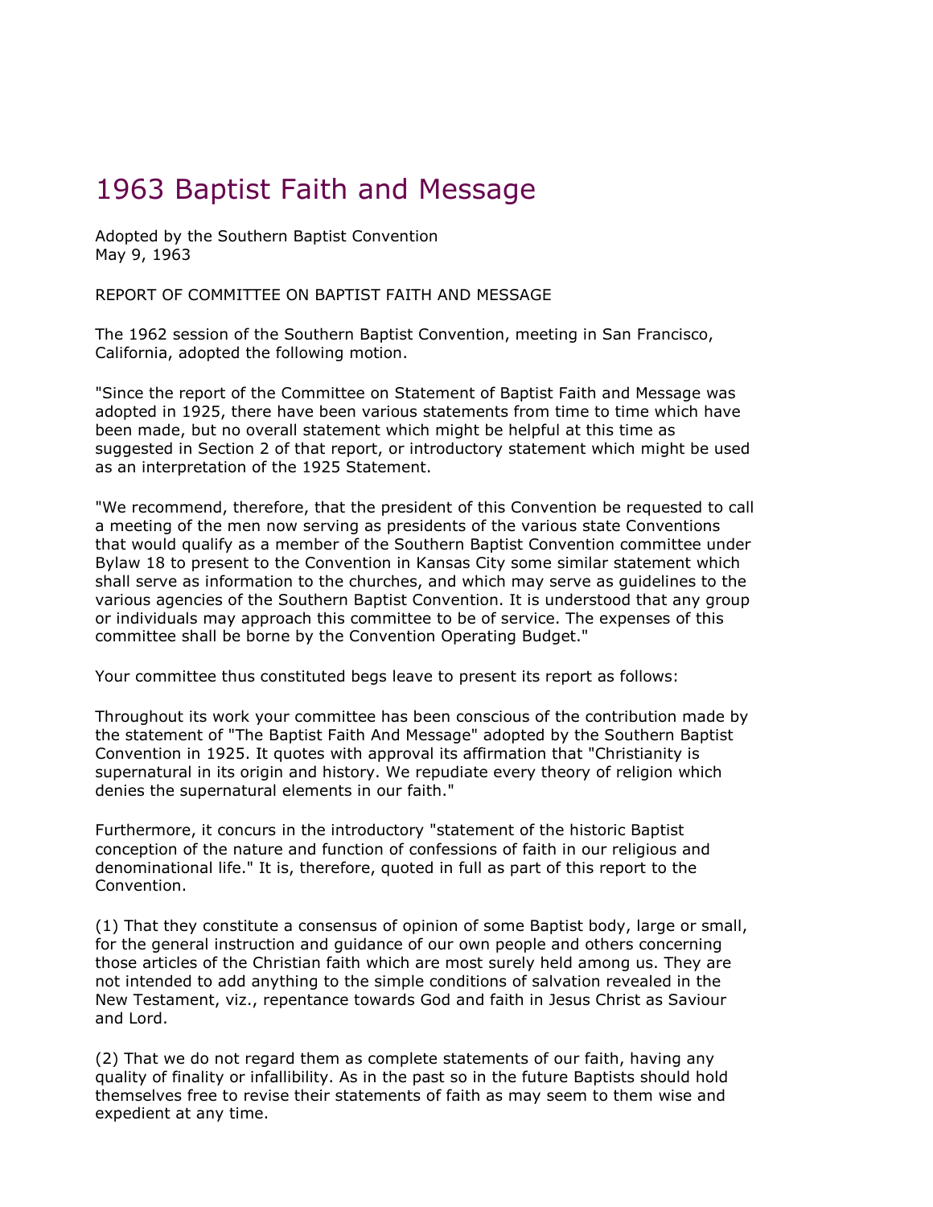# 1963 Baptist Faith and Message

Adopted by the Southern Baptist Convention
May 9, 1963

REPORT OF COMMITTEE ON BAPTIST FAITH AND MESSAGE

The 1962 session of the Southern Baptist Convention, meeting in San Francisco, California, adopted the following motion.

"Since the report of the Committee on Statement of Baptist Faith and Message was adopted in 1925, there have been various statements from time to time which have been made, but no overall statement which might be helpful at this time as suggested in Section 2 of that report, or introductory statement which might be used as an interpretation of the 1925 Statement.

"We recommend, therefore, that the president of this Convention be requested to call a meeting of the men now serving as presidents of the various state Conventions that would qualify as a member of the Southern Baptist Convention committee under Bylaw 18 to present to the Convention in Kansas City some similar statement which shall serve as information to the churches, and which may serve as guidelines to the various agencies of the Southern Baptist Convention. It is understood that any group or individuals may approach this committee to be of service. The expenses of this committee shall be borne by the Convention Operating Budget."

Your committee thus constituted begs leave to present its report as follows:

Throughout its work your committee has been conscious of the contribution made by the statement of "The Baptist Faith And Message" adopted by the Southern Baptist Convention in 1925. It quotes with approval its affirmation that "Christianity is supernatural in its origin and history. We repudiate every theory of religion which denies the supernatural elements in our faith."

Furthermore, it concurs in the introductory "statement of the historic Baptist conception of the nature and function of confessions of faith in our religious and denominational life." It is, therefore, quoted in full as part of this report to the Convention.

(1) That they constitute a consensus of opinion of some Baptist body, large or small, for the general instruction and guidance of our own people and others concerning those articles of the Christian faith which are most surely held among us. They are not intended to add anything to the simple conditions of salvation revealed in the New Testament, viz., repentance towards God and faith in Jesus Christ as Saviour and Lord.

(2) That we do not regard them as complete statements of our faith, having any quality of finality or infallibility. As in the past so in the future Baptists should hold themselves free to revise their statements of faith as may seem to them wise and expedient at any time.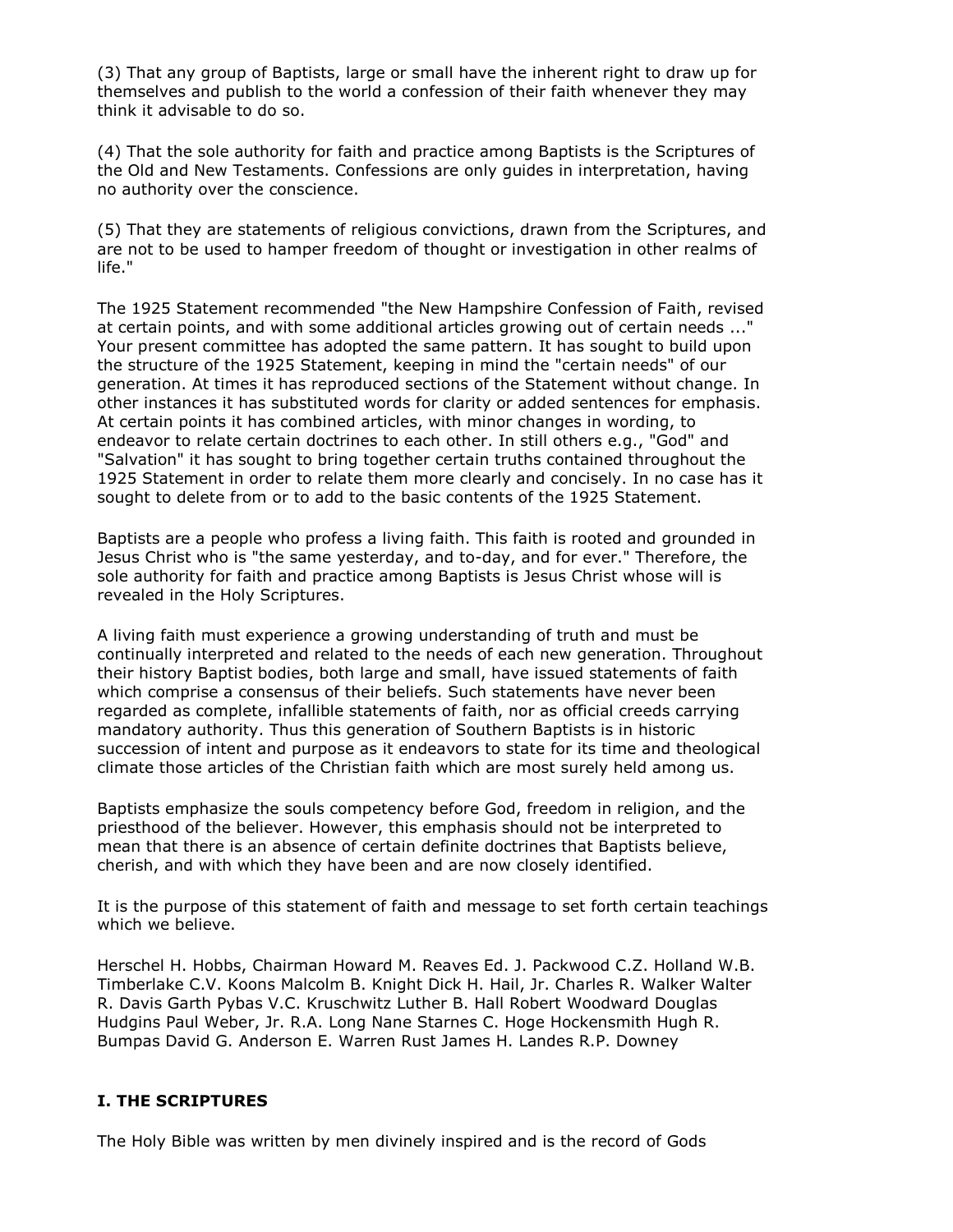(3) That any group of Baptists, large or small have the inherent right to draw up for themselves and publish to the world a confession of their faith whenever they may think it advisable to do so.

(4) That the sole authority for faith and practice among Baptists is the Scriptures of the Old and New Testaments. Confessions are only guides in interpretation, having no authority over the conscience.

(5) That they are statements of religious convictions, drawn from the Scriptures, and are not to be used to hamper freedom of thought or investigation in other realms of life."

The 1925 Statement recommended "the New Hampshire Confession of Faith, revised at certain points, and with some additional articles growing out of certain needs ..." Your present committee has adopted the same pattern. It has sought to build upon the structure of the 1925 Statement, keeping in mind the "certain needs" of our generation. At times it has reproduced sections of the Statement without change. In other instances it has substituted words for clarity or added sentences for emphasis. At certain points it has combined articles, with minor changes in wording, to endeavor to relate certain doctrines to each other. In still others e.g., "God" and "Salvation" it has sought to bring together certain truths contained throughout the 1925 Statement in order to relate them more clearly and concisely. In no case has it sought to delete from or to add to the basic contents of the 1925 Statement.

Baptists are a people who profess a living faith. This faith is rooted and grounded in Jesus Christ who is "the same yesterday, and to-day, and for ever." Therefore, the sole authority for faith and practice among Baptists is Jesus Christ whose will is revealed in the Holy Scriptures.

A living faith must experience a growing understanding of truth and must be continually interpreted and related to the needs of each new generation. Throughout their history Baptist bodies, both large and small, have issued statements of faith which comprise a consensus of their beliefs. Such statements have never been regarded as complete, infallible statements of faith, nor as official creeds carrying mandatory authority. Thus this generation of Southern Baptists is in historic succession of intent and purpose as it endeavors to state for its time and theological climate those articles of the Christian faith which are most surely held among us.

Baptists emphasize the souls competency before God, freedom in religion, and the priesthood of the believer. However, this emphasis should not be interpreted to mean that there is an absence of certain definite doctrines that Baptists believe, cherish, and with which they have been and are now closely identified.

It is the purpose of this statement of faith and message to set forth certain teachings which we believe.

Herschel H. Hobbs, Chairman Howard M. Reaves Ed. J. Packwood C.Z. Holland W.B. Timberlake C.V. Koons Malcolm B. Knight Dick H. Hail, Jr. Charles R. Walker Walter R. Davis Garth Pybas V.C. Kruschwitz Luther B. Hall Robert Woodward Douglas Hudgins Paul Weber, Jr. R.A. Long Nane Starnes C. Hoge Hockensmith Hugh R. Bumpas David G. Anderson E. Warren Rust James H. Landes R.P. Downey

### I. THE SCRIPTURES

The Holy Bible was written by men divinely inspired and is the record of Gods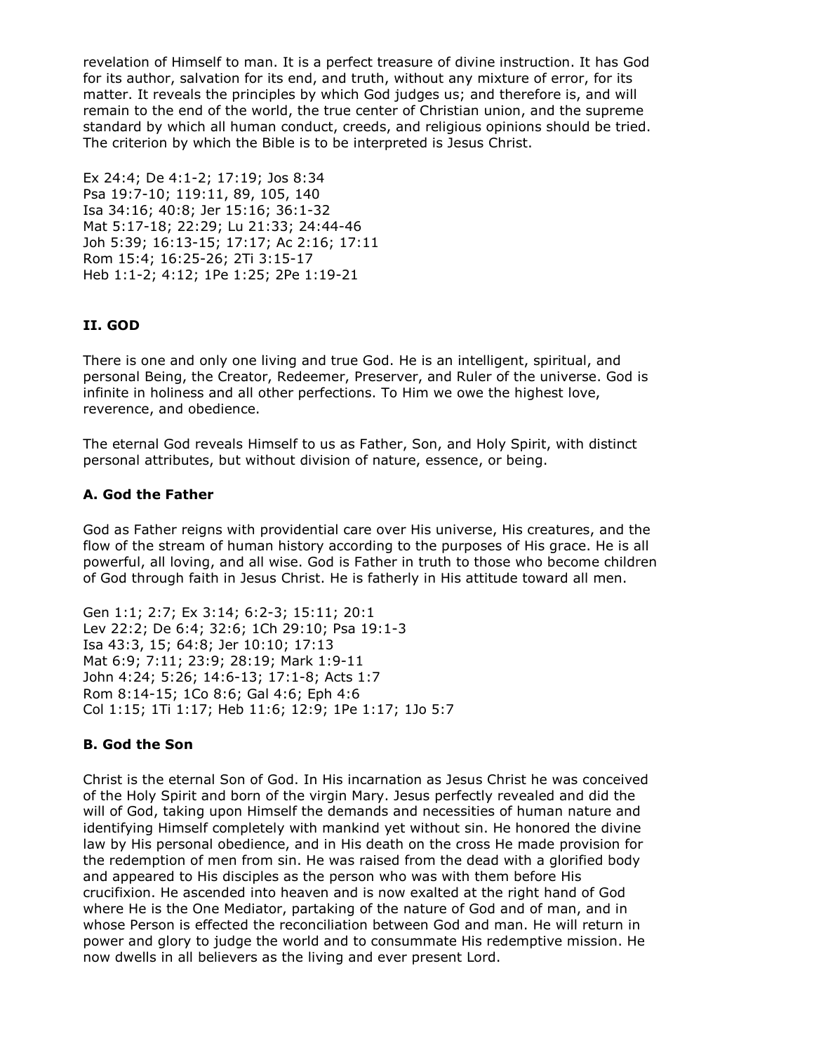revelation of Himself to man. It is a perfect treasure of divine instruction. It has God for its author, salvation for its end, and truth, without any mixture of error, for its matter. It reveals the principles by which God judges us; and therefore is, and will remain to the end of the world, the true center of Christian union, and the supreme standard by which all human conduct, creeds, and religious opinions should be tried. The criterion by which the Bible is to be interpreted is Jesus Christ.

Ex 24:4; De 4:1-2; 17:19; Jos 8:34
Psa 19:7-10; 119:11, 89, 105, 140
Isa 34:16; 40:8; Jer 15:16; 36:1-32
Mat 5:17-18; 22:29; Lu 21:33; 24:44-46
Joh 5:39; 16:13-15; 17:17; Ac 2:16; 17:11
Rom 15:4; 16:25-26; 2Ti 3:15-17
Heb 1:1-2; 4:12; 1Pe 1:25; 2Pe 1:19-21

## II. GOD

There is one and only one living and true God. He is an intelligent, spiritual, and personal Being, the Creator, Redeemer, Preserver, and Ruler of the universe. God is infinite in holiness and all other perfections. To Him we owe the highest love, reverence, and obedience.

The eternal God reveals Himself to us as Father, Son, and Holy Spirit, with distinct personal attributes, but without division of nature, essence, or being.

### A. God the Father

God as Father reigns with providential care over His universe, His creatures, and the flow of the stream of human history according to the purposes of His grace. He is all powerful, all loving, and all wise. God is Father in truth to those who become children of God through faith in Jesus Christ. He is fatherly in His attitude toward all men.

Gen 1:1; 2:7; Ex 3:14; 6:2-3; 15:11; 20:1
Lev 22:2; De 6:4; 32:6; 1Ch 29:10; Psa 19:1-3
Isa 43:3, 15; 64:8; Jer 10:10; 17:13
Mat 6:9; 7:11; 23:9; 28:19; Mark 1:9-11
John 4:24; 5:26; 14:6-13; 17:1-8; Acts 1:7
Rom 8:14-15; 1Co 8:6; Gal 4:6; Eph 4:6
Col 1:15; 1Ti 1:17; Heb 11:6; 12:9; 1Pe 1:17; 1Jo 5:7

### B. God the Son

Christ is the eternal Son of God. In His incarnation as Jesus Christ he was conceived of the Holy Spirit and born of the virgin Mary. Jesus perfectly revealed and did the will of God, taking upon Himself the demands and necessities of human nature and identifying Himself completely with mankind yet without sin. He honored the divine law by His personal obedience, and in His death on the cross He made provision for the redemption of men from sin. He was raised from the dead with a glorified body and appeared to His disciples as the person who was with them before His crucifixion. He ascended into heaven and is now exalted at the right hand of God where He is the One Mediator, partaking of the nature of God and of man, and in whose Person is effected the reconciliation between God and man. He will return in power and glory to judge the world and to consummate His redemptive mission. He now dwells in all believers as the living and ever present Lord.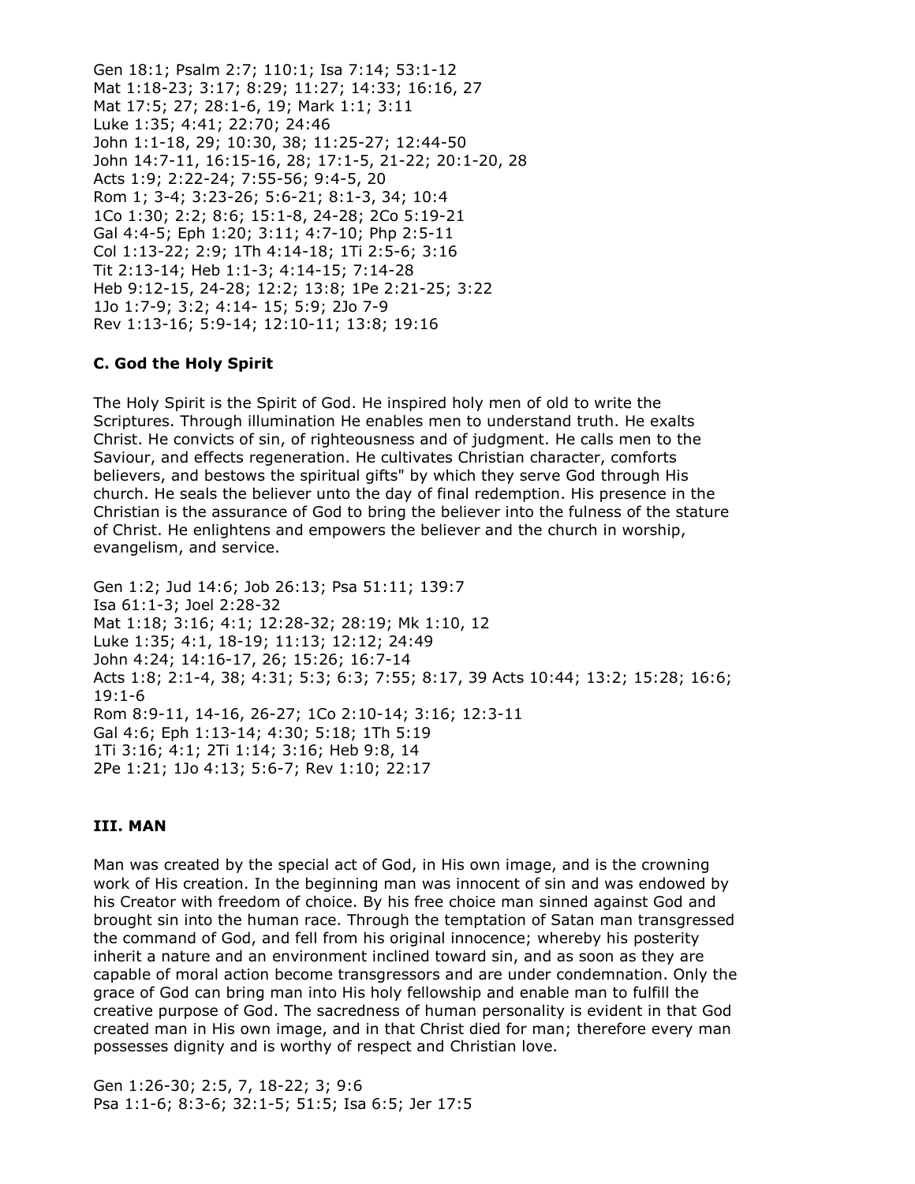Gen 18:1; Psalm 2:7; 110:1; Isa 7:14; 53:1-12
Mat 1:18-23; 3:17; 8:29; 11:27; 14:33; 16:16, 27
Mat 17:5; 27; 28:1-6, 19; Mark 1:1; 3:11
Luke 1:35; 4:41; 22:70; 24:46
John 1:1-18, 29; 10:30, 38; 11:25-27; 12:44-50
John 14:7-11, 16:15-16, 28; 17:1-5, 21-22; 20:1-20, 28
Acts 1:9; 2:22-24; 7:55-56; 9:4-5, 20
Rom 1; 3-4; 3:23-26; 5:6-21; 8:1-3, 34; 10:4
1Co 1:30; 2:2; 8:6; 15:1-8, 24-28; 2Co 5:19-21
Gal 4:4-5; Eph 1:20; 3:11; 4:7-10; Php 2:5-11
Col 1:13-22; 2:9; 1Th 4:14-18; 1Ti 2:5-6; 3:16
Tit 2:13-14; Heb 1:1-3; 4:14-15; 7:14-28
Heb 9:12-15, 24-28; 12:2; 13:8; 1Pe 2:21-25; 3:22
1Jo 1:7-9; 3:2; 4:14- 15; 5:9; 2Jo 7-9
Rev 1:13-16; 5:9-14; 12:10-11; 13:8; 19:16

### C. God the Holy Spirit

The Holy Spirit is the Spirit of God. He inspired holy men of old to write the Scriptures. Through illumination He enables men to understand truth. He exalts Christ. He convicts of sin, of righteousness and of judgment. He calls men to the Saviour, and effects regeneration. He cultivates Christian character, comforts believers, and bestows the spiritual gifts" by which they serve God through His church. He seals the believer unto the day of final redemption. His presence in the Christian is the assurance of God to bring the believer into the fulness of the stature of Christ. He enlightens and empowers the believer and the church in worship, evangelism, and service.

Gen 1:2; Jud 14:6; Job 26:13; Psa 51:11; 139:7
Isa 61:1-3; Joel 2:28-32
Mat 1:18; 3:16; 4:1; 12:28-32; 28:19; Mk 1:10, 12
Luke 1:35; 4:1, 18-19; 11:13; 12:12; 24:49
John 4:24; 14:16-17, 26; 15:26; 16:7-14
Acts 1:8; 2:1-4, 38; 4:31; 5:3; 6:3; 7:55; 8:17, 39 Acts 10:44; 13:2; 15:28; 16:6; 19:1-6
Rom 8:9-11, 14-16, 26-27; 1Co 2:10-14; 3:16; 12:3-11
Gal 4:6; Eph 1:13-14; 4:30; 5:18; 1Th 5:19
1Ti 3:16; 4:1; 2Ti 1:14; 3:16; Heb 9:8, 14
2Pe 1:21; 1Jo 4:13; 5:6-7; Rev 1:10; 22:17

## III. MAN

Man was created by the special act of God, in His own image, and is the crowning work of His creation. In the beginning man was innocent of sin and was endowed by his Creator with freedom of choice. By his free choice man sinned against God and brought sin into the human race. Through the temptation of Satan man transgressed the command of God, and fell from his original innocence; whereby his posterity inherit a nature and an environment inclined toward sin, and as soon as they are capable of moral action become transgressors and are under condemnation. Only the grace of God can bring man into His holy fellowship and enable man to fulfill the creative purpose of God. The sacredness of human personality is evident in that God created man in His own image, and in that Christ died for man; therefore every man possesses dignity and is worthy of respect and Christian love.

Gen 1:26-30; 2:5, 7, 18-22; 3; 9:6
Psa 1:1-6; 8:3-6; 32:1-5; 51:5; Isa 6:5; Jer 17:5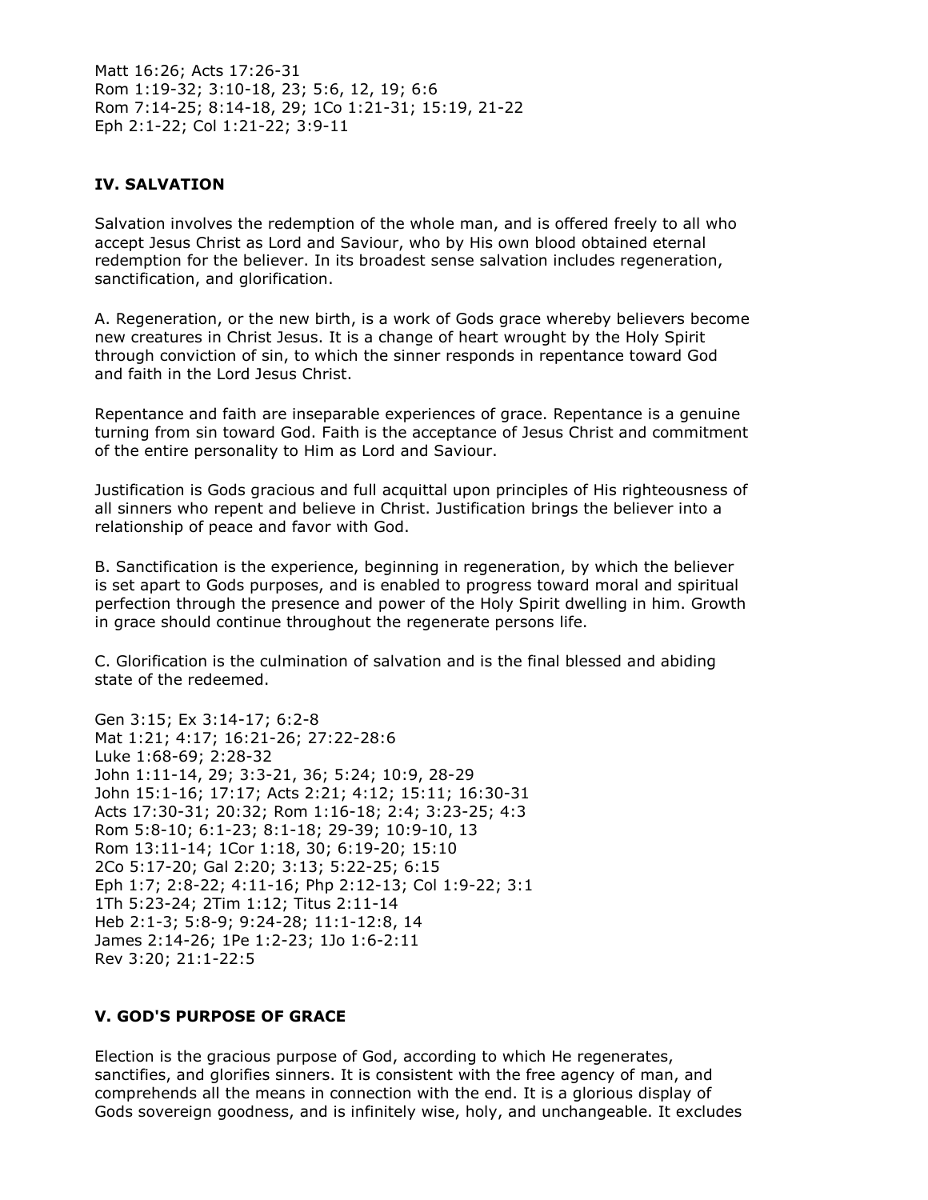Matt 16:26; Acts 17:26-31
Rom 1:19-32; 3:10-18, 23; 5:6, 12, 19; 6:6
Rom 7:14-25; 8:14-18, 29; 1Co 1:21-31; 15:19, 21-22
Eph 2:1-22; Col 1:21-22; 3:9-11

### IV. SALVATION

Salvation involves the redemption of the whole man, and is offered freely to all who accept Jesus Christ as Lord and Saviour, who by His own blood obtained eternal redemption for the believer. In its broadest sense salvation includes regeneration, sanctification, and glorification.

A. Regeneration, or the new birth, is a work of Gods grace whereby believers become new creatures in Christ Jesus. It is a change of heart wrought by the Holy Spirit through conviction of sin, to which the sinner responds in repentance toward God and faith in the Lord Jesus Christ.

Repentance and faith are inseparable experiences of grace. Repentance is a genuine turning from sin toward God. Faith is the acceptance of Jesus Christ and commitment of the entire personality to Him as Lord and Saviour.

Justification is Gods gracious and full acquittal upon principles of His righteousness of all sinners who repent and believe in Christ. Justification brings the believer into a relationship of peace and favor with God.

B. Sanctification is the experience, beginning in regeneration, by which the believer is set apart to Gods purposes, and is enabled to progress toward moral and spiritual perfection through the presence and power of the Holy Spirit dwelling in him. Growth in grace should continue throughout the regenerate persons life.

C. Glorification is the culmination of salvation and is the final blessed and abiding state of the redeemed.

Gen 3:15; Ex 3:14-17; 6:2-8
Mat 1:21; 4:17; 16:21-26; 27:22-28:6
Luke 1:68-69; 2:28-32
John 1:11-14, 29; 3:3-21, 36; 5:24; 10:9, 28-29
John 15:1-16; 17:17; Acts 2:21; 4:12; 15:11; 16:30-31
Acts 17:30-31; 20:32; Rom 1:16-18; 2:4; 3:23-25; 4:3
Rom 5:8-10; 6:1-23; 8:1-18; 29-39; 10:9-10, 13
Rom 13:11-14; 1Cor 1:18, 30; 6:19-20; 15:10
2Co 5:17-20; Gal 2:20; 3:13; 5:22-25; 6:15
Eph 1:7; 2:8-22; 4:11-16; Php 2:12-13; Col 1:9-22; 3:1
1Th 5:23-24; 2Tim 1:12; Titus 2:11-14
Heb 2:1-3; 5:8-9; 9:24-28; 11:1-12:8, 14
James 2:14-26; 1Pe 1:2-23; 1Jo 1:6-2:11
Rev 3:20; 21:1-22:5

### V. GOD'S PURPOSE OF GRACE

Election is the gracious purpose of God, according to which He regenerates, sanctifies, and glorifies sinners. It is consistent with the free agency of man, and comprehends all the means in connection with the end. It is a glorious display of Gods sovereign goodness, and is infinitely wise, holy, and unchangeable. It excludes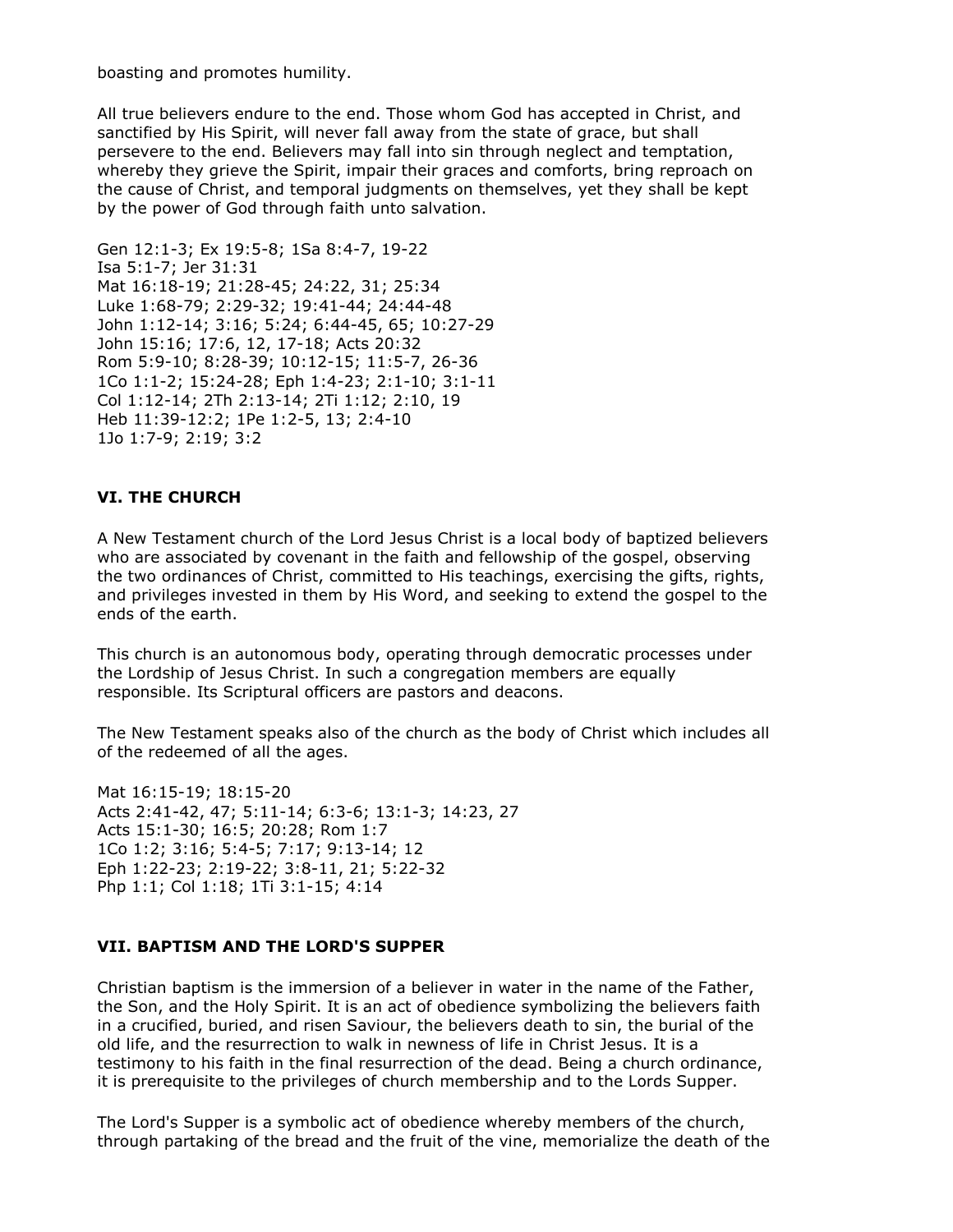boasting and promotes humility.

All true believers endure to the end. Those whom God has accepted in Christ, and sanctified by His Spirit, will never fall away from the state of grace, but shall persevere to the end. Believers may fall into sin through neglect and temptation, whereby they grieve the Spirit, impair their graces and comforts, bring reproach on the cause of Christ, and temporal judgments on themselves, yet they shall be kept by the power of God through faith unto salvation.

Gen 12:1-3; Ex 19:5-8; 1Sa 8:4-7, 19-22
Isa 5:1-7; Jer 31:31
Mat 16:18-19; 21:28-45; 24:22, 31; 25:34
Luke 1:68-79; 2:29-32; 19:41-44; 24:44-48
John 1:12-14; 3:16; 5:24; 6:44-45, 65; 10:27-29
John 15:16; 17:6, 12, 17-18; Acts 20:32
Rom 5:9-10; 8:28-39; 10:12-15; 11:5-7, 26-36
1Co 1:1-2; 15:24-28; Eph 1:4-23; 2:1-10; 3:1-11
Col 1:12-14; 2Th 2:13-14; 2Ti 1:12; 2:10, 19
Heb 11:39-12:2; 1Pe 1:2-5, 13; 2:4-10
1Jo 1:7-9; 2:19; 3:2

### VI. THE CHURCH

A New Testament church of the Lord Jesus Christ is a local body of baptized believers who are associated by covenant in the faith and fellowship of the gospel, observing the two ordinances of Christ, committed to His teachings, exercising the gifts, rights, and privileges invested in them by His Word, and seeking to extend the gospel to the ends of the earth.

This church is an autonomous body, operating through democratic processes under the Lordship of Jesus Christ. In such a congregation members are equally responsible. Its Scriptural officers are pastors and deacons.

The New Testament speaks also of the church as the body of Christ which includes all of the redeemed of all the ages.

Mat 16:15-19; 18:15-20
Acts 2:41-42, 47; 5:11-14; 6:3-6; 13:1-3; 14:23, 27
Acts 15:1-30; 16:5; 20:28; Rom 1:7
1Co 1:2; 3:16; 5:4-5; 7:17; 9:13-14; 12
Eph 1:22-23; 2:19-22; 3:8-11, 21; 5:22-32
Php 1:1; Col 1:18; 1Ti 3:1-15; 4:14

### VII. BAPTISM AND THE LORD'S SUPPER

Christian baptism is the immersion of a believer in water in the name of the Father, the Son, and the Holy Spirit. It is an act of obedience symbolizing the believers faith in a crucified, buried, and risen Saviour, the believers death to sin, the burial of the old life, and the resurrection to walk in newness of life in Christ Jesus. It is a testimony to his faith in the final resurrection of the dead. Being a church ordinance, it is prerequisite to the privileges of church membership and to the Lords Supper.

The Lord's Supper is a symbolic act of obedience whereby members of the church, through partaking of the bread and the fruit of the vine, memorialize the death of the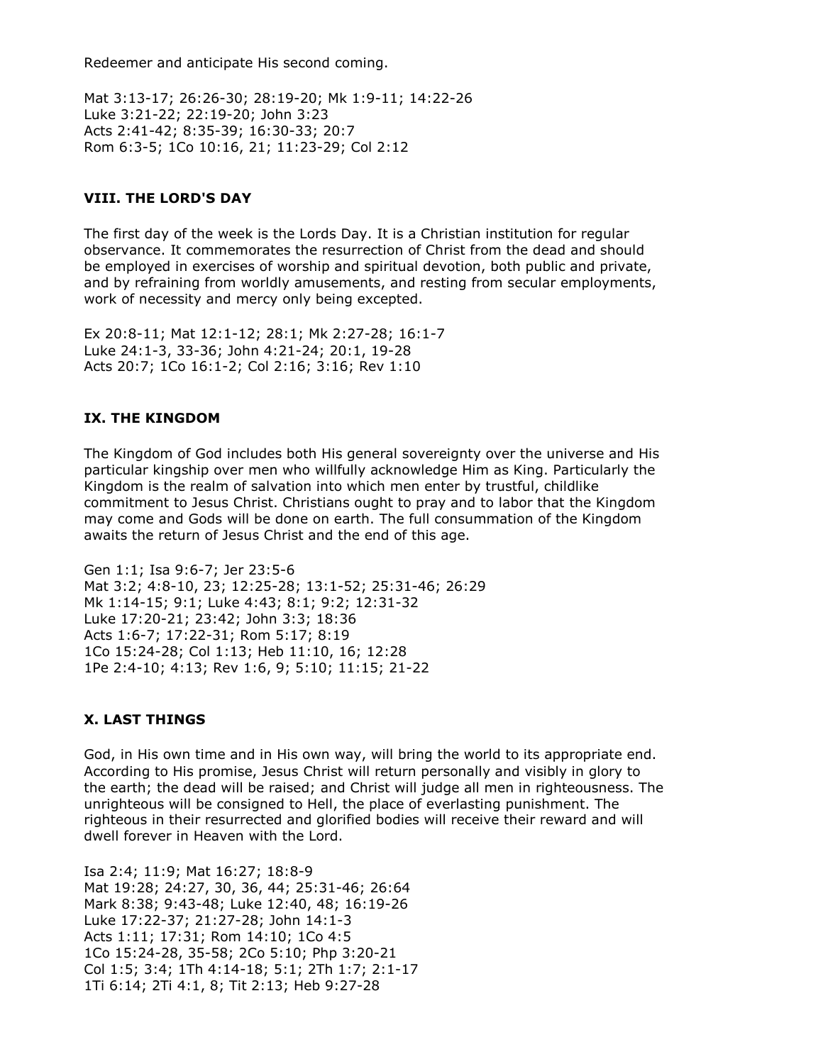Redeemer and anticipate His second coming.

Mat 3:13-17; 26:26-30; 28:19-20; Mk 1:9-11; 14:22-26
Luke 3:21-22; 22:19-20; John 3:23
Acts 2:41-42; 8:35-39; 16:30-33; 20:7
Rom 6:3-5; 1Co 10:16, 21; 11:23-29; Col 2:12

### VIII. THE LORD'S DAY

The first day of the week is the Lords Day. It is a Christian institution for regular observance. It commemorates the resurrection of Christ from the dead and should be employed in exercises of worship and spiritual devotion, both public and private, and by refraining from worldly amusements, and resting from secular employments, work of necessity and mercy only being excepted.

Ex 20:8-11; Mat 12:1-12; 28:1; Mk 2:27-28; 16:1-7
Luke 24:1-3, 33-36; John 4:21-24; 20:1, 19-28
Acts 20:7; 1Co 16:1-2; Col 2:16; 3:16; Rev 1:10

### IX. THE KINGDOM

The Kingdom of God includes both His general sovereignty over the universe and His particular kingship over men who willfully acknowledge Him as King. Particularly the Kingdom is the realm of salvation into which men enter by trustful, childlike commitment to Jesus Christ. Christians ought to pray and to labor that the Kingdom may come and Gods will be done on earth. The full consummation of the Kingdom awaits the return of Jesus Christ and the end of this age.

Gen 1:1; Isa 9:6-7; Jer 23:5-6
Mat 3:2; 4:8-10, 23; 12:25-28; 13:1-52; 25:31-46; 26:29
Mk 1:14-15; 9:1; Luke 4:43; 8:1; 9:2; 12:31-32
Luke 17:20-21; 23:42; John 3:3; 18:36
Acts 1:6-7; 17:22-31; Rom 5:17; 8:19
1Co 15:24-28; Col 1:13; Heb 11:10, 16; 12:28
1Pe 2:4-10; 4:13; Rev 1:6, 9; 5:10; 11:15; 21-22

### X. LAST THINGS

God, in His own time and in His own way, will bring the world to its appropriate end. According to His promise, Jesus Christ will return personally and visibly in glory to the earth; the dead will be raised; and Christ will judge all men in righteousness. The unrighteous will be consigned to Hell, the place of everlasting punishment. The righteous in their resurrected and glorified bodies will receive their reward and will dwell forever in Heaven with the Lord.

Isa 2:4; 11:9; Mat 16:27; 18:8-9
Mat 19:28; 24:27, 30, 36, 44; 25:31-46; 26:64
Mark 8:38; 9:43-48; Luke 12:40, 48; 16:19-26
Luke 17:22-37; 21:27-28; John 14:1-3
Acts 1:11; 17:31; Rom 14:10; 1Co 4:5
1Co 15:24-28, 35-58; 2Co 5:10; Php 3:20-21
Col 1:5; 3:4; 1Th 4:14-18; 5:1; 2Th 1:7; 2:1-17
1Ti 6:14; 2Ti 4:1, 8; Tit 2:13; Heb 9:27-28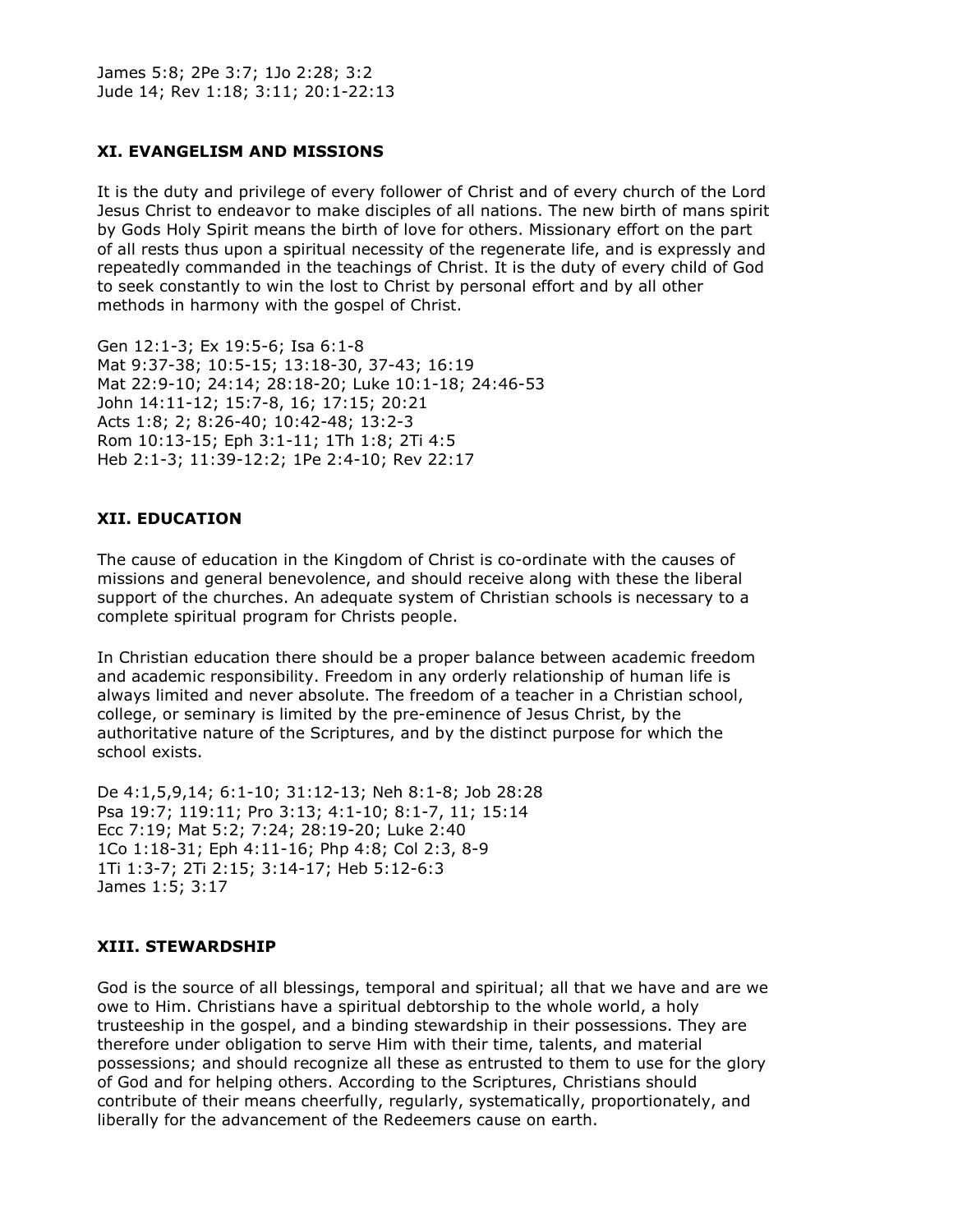James 5:8; 2Pe 3:7; 1Jo 2:28; 3:2
Jude 14; Rev 1:18; 3:11; 20:1-22:13

### XI. EVANGELISM AND MISSIONS

It is the duty and privilege of every follower of Christ and of every church of the Lord Jesus Christ to endeavor to make disciples of all nations. The new birth of mans spirit by Gods Holy Spirit means the birth of love for others. Missionary effort on the part of all rests thus upon a spiritual necessity of the regenerate life, and is expressly and repeatedly commanded in the teachings of Christ. It is the duty of every child of God to seek constantly to win the lost to Christ by personal effort and by all other methods in harmony with the gospel of Christ.

Gen 12:1-3; Ex 19:5-6; Isa 6:1-8
Mat 9:37-38; 10:5-15; 13:18-30, 37-43; 16:19
Mat 22:9-10; 24:14; 28:18-20; Luke 10:1-18; 24:46-53
John 14:11-12; 15:7-8, 16; 17:15; 20:21
Acts 1:8; 2; 8:26-40; 10:42-48; 13:2-3
Rom 10:13-15; Eph 3:1-11; 1Th 1:8; 2Ti 4:5
Heb 2:1-3; 11:39-12:2; 1Pe 2:4-10; Rev 22:17

### XII. EDUCATION

The cause of education in the Kingdom of Christ is co-ordinate with the causes of missions and general benevolence, and should receive along with these the liberal support of the churches. An adequate system of Christian schools is necessary to a complete spiritual program for Christs people.

In Christian education there should be a proper balance between academic freedom and academic responsibility. Freedom in any orderly relationship of human life is always limited and never absolute. The freedom of a teacher in a Christian school, college, or seminary is limited by the pre-eminence of Jesus Christ, by the authoritative nature of the Scriptures, and by the distinct purpose for which the school exists.

De 4:1,5,9,14; 6:1-10; 31:12-13; Neh 8:1-8; Job 28:28
Psa 19:7; 119:11; Pro 3:13; 4:1-10; 8:1-7, 11; 15:14
Ecc 7:19; Mat 5:2; 7:24; 28:19-20; Luke 2:40
1Co 1:18-31; Eph 4:11-16; Php 4:8; Col 2:3, 8-9
1Ti 1:3-7; 2Ti 2:15; 3:14-17; Heb 5:12-6:3
James 1:5; 3:17

### XIII. STEWARDSHIP

God is the source of all blessings, temporal and spiritual; all that we have and are we owe to Him. Christians have a spiritual debtorship to the whole world, a holy trusteeship in the gospel, and a binding stewardship in their possessions. They are therefore under obligation to serve Him with their time, talents, and material possessions; and should recognize all these as entrusted to them to use for the glory of God and for helping others. According to the Scriptures, Christians should contribute of their means cheerfully, regularly, systematically, proportionately, and liberally for the advancement of the Redeemers cause on earth.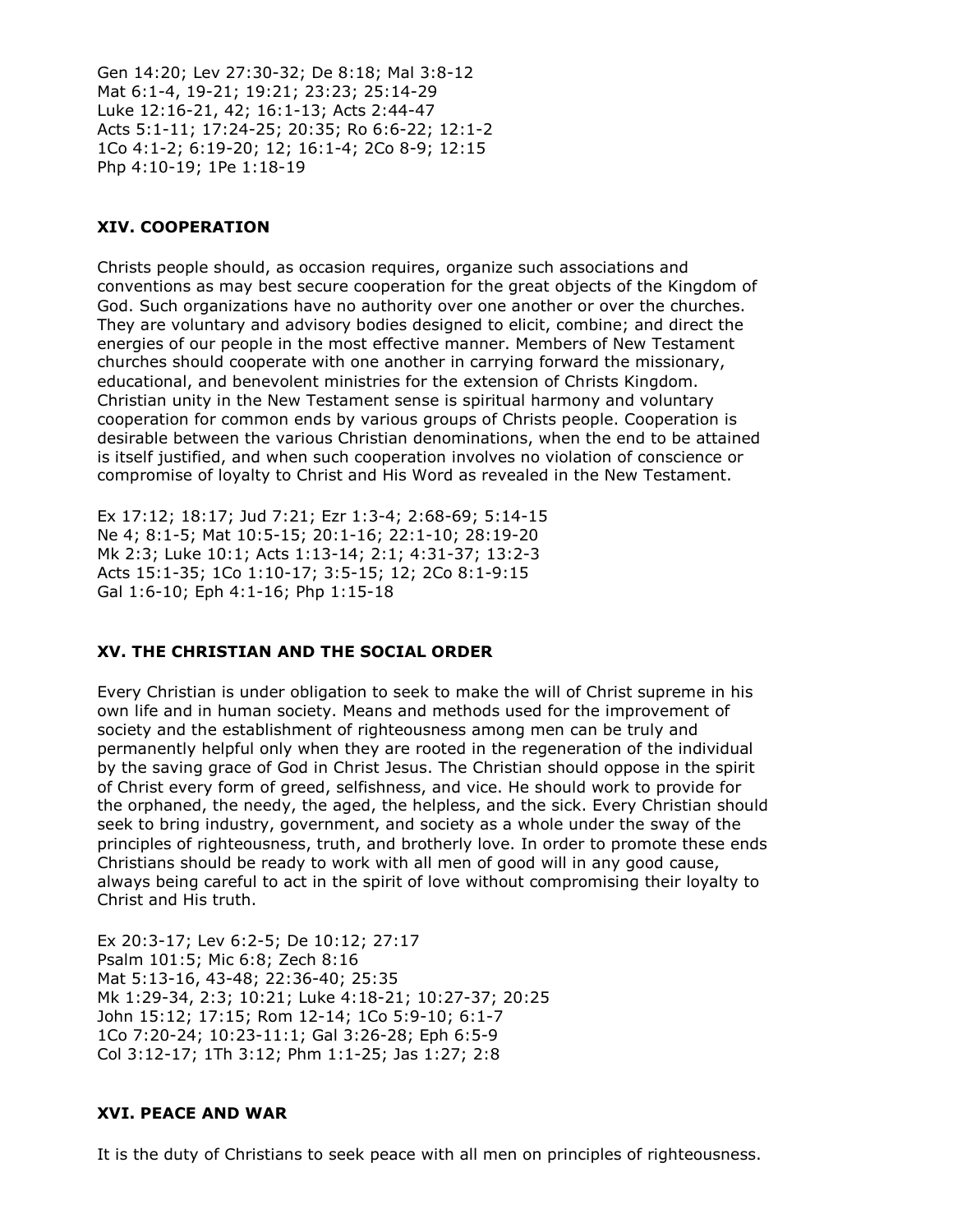Gen 14:20; Lev 27:30-32; De 8:18; Mal 3:8-12
Mat 6:1-4, 19-21; 19:21; 23:23; 25:14-29
Luke 12:16-21, 42; 16:1-13; Acts 2:44-47
Acts 5:1-11; 17:24-25; 20:35; Ro 6:6-22; 12:1-2
1Co 4:1-2; 6:19-20; 12; 16:1-4; 2Co 8-9; 12:15
Php 4:10-19; 1Pe 1:18-19

### XIV. COOPERATION

Christs people should, as occasion requires, organize such associations and conventions as may best secure cooperation for the great objects of the Kingdom of God. Such organizations have no authority over one another or over the churches. They are voluntary and advisory bodies designed to elicit, combine; and direct the energies of our people in the most effective manner. Members of New Testament churches should cooperate with one another in carrying forward the missionary, educational, and benevolent ministries for the extension of Christs Kingdom. Christian unity in the New Testament sense is spiritual harmony and voluntary cooperation for common ends by various groups of Christs people. Cooperation is desirable between the various Christian denominations, when the end to be attained is itself justified, and when such cooperation involves no violation of conscience or compromise of loyalty to Christ and His Word as revealed in the New Testament.

Ex 17:12; 18:17; Jud 7:21; Ezr 1:3-4; 2:68-69; 5:14-15
Ne 4; 8:1-5; Mat 10:5-15; 20:1-16; 22:1-10; 28:19-20
Mk 2:3; Luke 10:1; Acts 1:13-14; 2:1; 4:31-37; 13:2-3
Acts 15:1-35; 1Co 1:10-17; 3:5-15; 12; 2Co 8:1-9:15
Gal 1:6-10; Eph 4:1-16; Php 1:15-18

### XV. THE CHRISTIAN AND THE SOCIAL ORDER

Every Christian is under obligation to seek to make the will of Christ supreme in his own life and in human society. Means and methods used for the improvement of society and the establishment of righteousness among men can be truly and permanently helpful only when they are rooted in the regeneration of the individual by the saving grace of God in Christ Jesus. The Christian should oppose in the spirit of Christ every form of greed, selfishness, and vice. He should work to provide for the orphaned, the needy, the aged, the helpless, and the sick. Every Christian should seek to bring industry, government, and society as a whole under the sway of the principles of righteousness, truth, and brotherly love. In order to promote these ends Christians should be ready to work with all men of good will in any good cause, always being careful to act in the spirit of love without compromising their loyalty to Christ and His truth.

Ex 20:3-17; Lev 6:2-5; De 10:12; 27:17
Psalm 101:5; Mic 6:8; Zech 8:16
Mat 5:13-16, 43-48; 22:36-40; 25:35
Mk 1:29-34, 2:3; 10:21; Luke 4:18-21; 10:27-37; 20:25
John 15:12; 17:15; Rom 12-14; 1Co 5:9-10; 6:1-7
1Co 7:20-24; 10:23-11:1; Gal 3:26-28; Eph 6:5-9
Col 3:12-17; 1Th 3:12; Phm 1:1-25; Jas 1:27; 2:8

### XVI. PEACE AND WAR

It is the duty of Christians to seek peace with all men on principles of righteousness.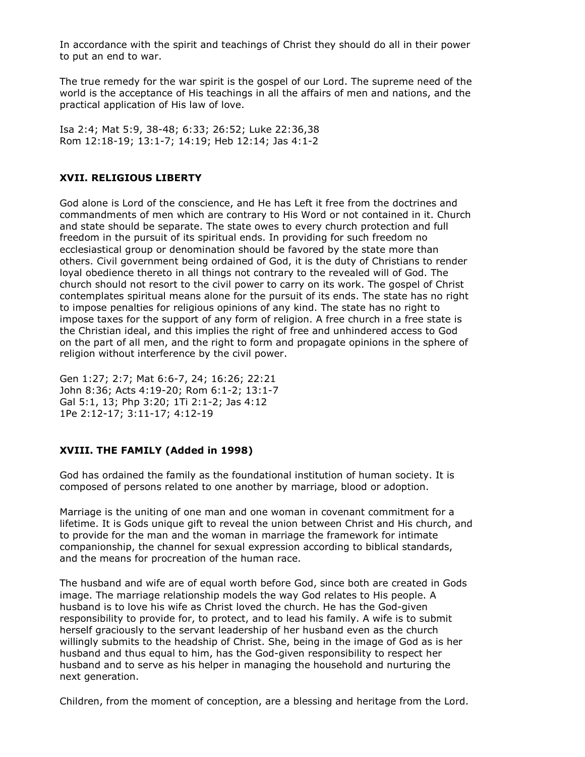In accordance with the spirit and teachings of Christ they should do all in their power to put an end to war.

The true remedy for the war spirit is the gospel of our Lord. The supreme need of the world is the acceptance of His teachings in all the affairs of men and nations, and the practical application of His law of love.

Isa 2:4; Mat 5:9, 38-48; 6:33; 26:52; Luke 22:36,38
Rom 12:18-19; 13:1-7; 14:19; Heb 12:14; Jas 4:1-2

### XVII. RELIGIOUS LIBERTY

God alone is Lord of the conscience, and He has Left it free from the doctrines and commandments of men which are contrary to His Word or not contained in it. Church and state should be separate. The state owes to every church protection and full freedom in the pursuit of its spiritual ends. In providing for such freedom no ecclesiastical group or denomination should be favored by the state more than others. Civil government being ordained of God, it is the duty of Christians to render loyal obedience thereto in all things not contrary to the revealed will of God. The church should not resort to the civil power to carry on its work. The gospel of Christ contemplates spiritual means alone for the pursuit of its ends. The state has no right to impose penalties for religious opinions of any kind. The state has no right to impose taxes for the support of any form of religion. A free church in a free state is the Christian ideal, and this implies the right of free and unhindered access to God on the part of all men, and the right to form and propagate opinions in the sphere of religion without interference by the civil power.

Gen 1:27; 2:7; Mat 6:6-7, 24; 16:26; 22:21
John 8:36; Acts 4:19-20; Rom 6:1-2; 13:1-7
Gal 5:1, 13; Php 3:20; 1Ti 2:1-2; Jas 4:12
1Pe 2:12-17; 3:11-17; 4:12-19

### XVIII. THE FAMILY (Added in 1998)

God has ordained the family as the foundational institution of human society. It is composed of persons related to one another by marriage, blood or adoption.

Marriage is the uniting of one man and one woman in covenant commitment for a lifetime. It is Gods unique gift to reveal the union between Christ and His church, and to provide for the man and the woman in marriage the framework for intimate companionship, the channel for sexual expression according to biblical standards, and the means for procreation of the human race.

The husband and wife are of equal worth before God, since both are created in Gods image. The marriage relationship models the way God relates to His people. A husband is to love his wife as Christ loved the church. He has the God-given responsibility to provide for, to protect, and to lead his family. A wife is to submit herself graciously to the servant leadership of her husband even as the church willingly submits to the headship of Christ. She, being in the image of God as is her husband and thus equal to him, has the God-given responsibility to respect her husband and to serve as his helper in managing the household and nurturing the next generation.

Children, from the moment of conception, are a blessing and heritage from the Lord.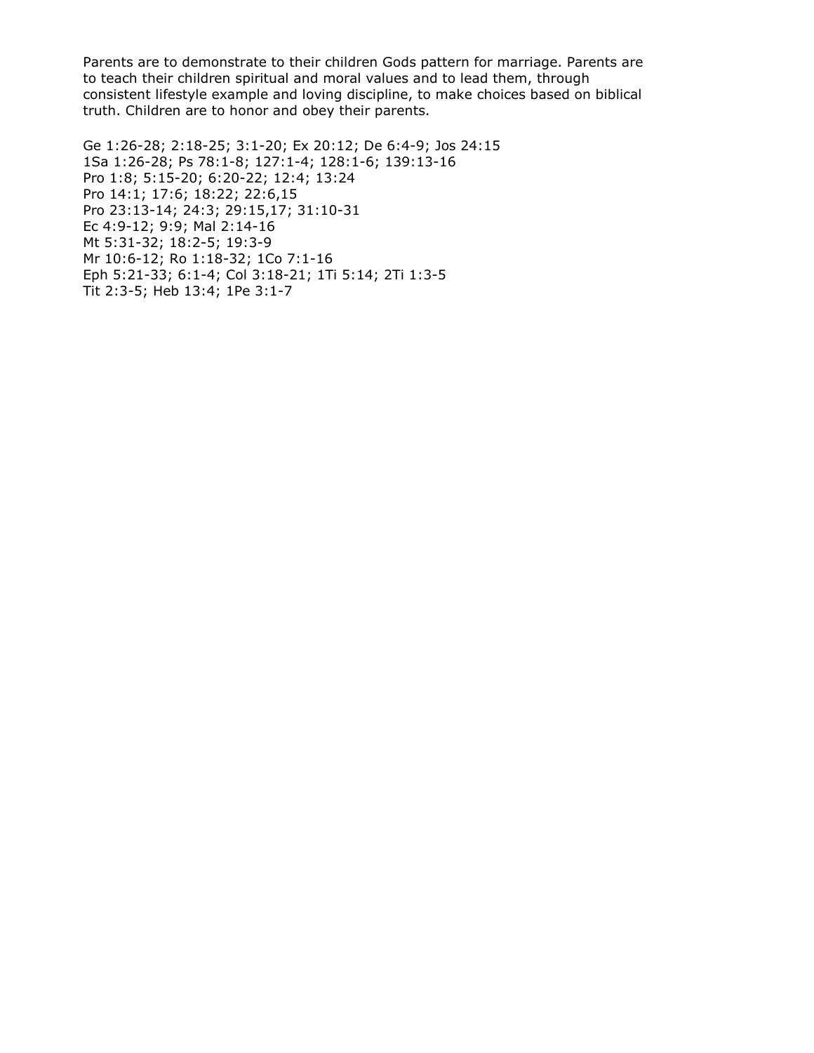Parents are to demonstrate to their children Gods pattern for marriage. Parents are to teach their children spiritual and moral values and to lead them, through consistent lifestyle example and loving discipline, to make choices based on biblical truth. Children are to honor and obey their parents.

Ge 1:26-28; 2:18-25; 3:1-20; Ex 20:12; De 6:4-9; Jos 24:15
1Sa 1:26-28; Ps 78:1-8; 127:1-4; 128:1-6; 139:13-16
Pro 1:8; 5:15-20; 6:20-22; 12:4; 13:24
Pro 14:1; 17:6; 18:22; 22:6,15
Pro 23:13-14; 24:3; 29:15,17; 31:10-31
Ec 4:9-12; 9:9; Mal 2:14-16
Mt 5:31-32; 18:2-5; 19:3-9
Mr 10:6-12; Ro 1:18-32; 1Co 7:1-16
Eph 5:21-33; 6:1-4; Col 3:18-21; 1Ti 5:14; 2Ti 1:3-5
Tit 2:3-5; Heb 13:4; 1Pe 3:1-7